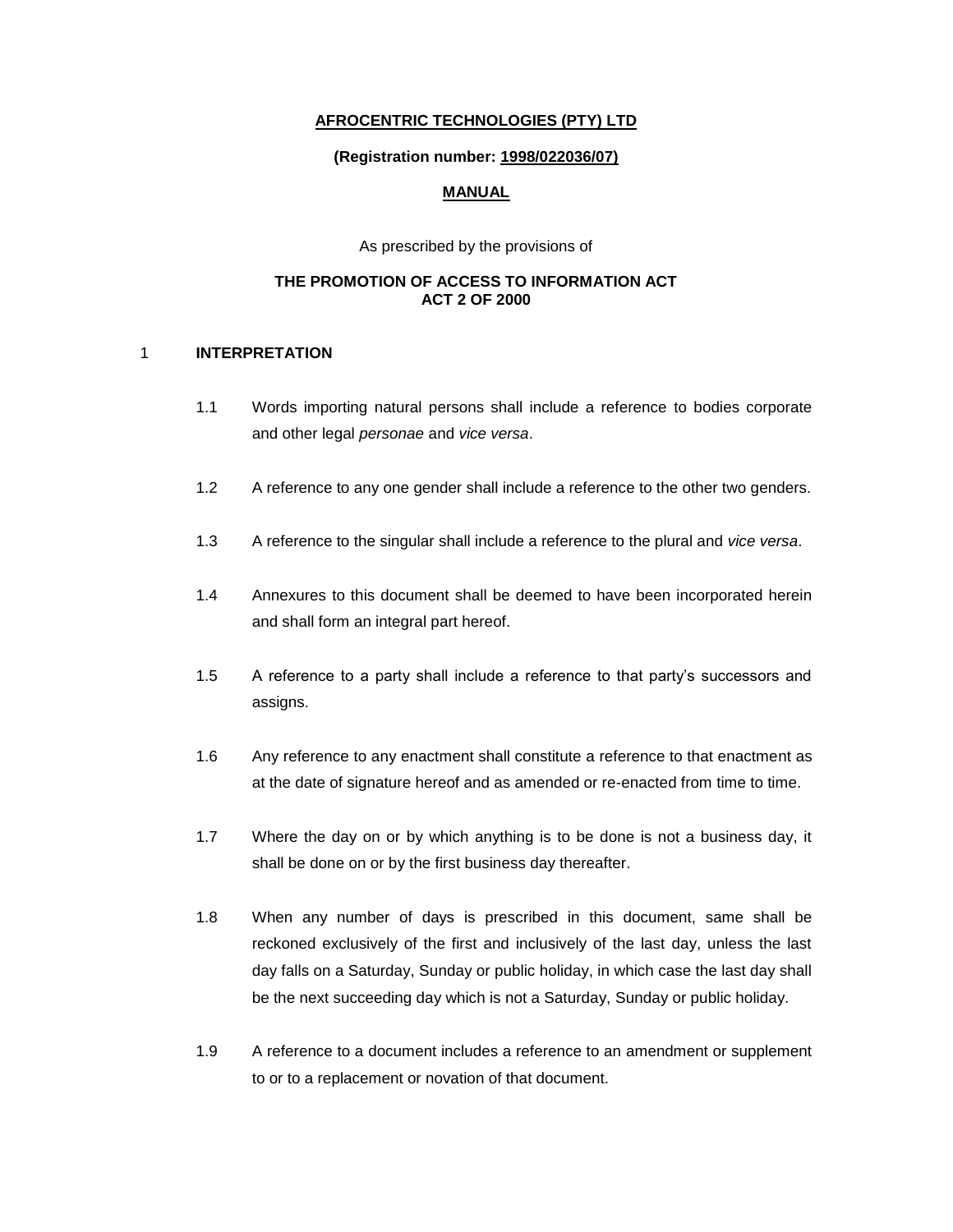**AFROCENTRIC TECHNOLOGIES (PTY) LTD**

**(Registration number: 1998/022036/07)**

**MANUAL**

As prescribed by the provisions of

**THE PROMOTION OF ACCESS TO INFORMATION ACT**
**ACT 2 OF 2000**

## 1 INTERPRETATION

1.1 Words importing natural persons shall include a reference to bodies corporate and other legal *personae* and *vice versa*.

1.2 A reference to any one gender shall include a reference to the other two genders.

1.3 A reference to the singular shall include a reference to the plural and *vice versa*.

1.4 Annexures to this document shall be deemed to have been incorporated herein and shall form an integral part hereof.

1.5 A reference to a party shall include a reference to that party's successors and assigns.

1.6 Any reference to any enactment shall constitute a reference to that enactment as at the date of signature hereof and as amended or re-enacted from time to time.

1.7 Where the day on or by which anything is to be done is not a business day, it shall be done on or by the first business day thereafter.

1.8 When any number of days is prescribed in this document, same shall be reckoned exclusively of the first and inclusively of the last day, unless the last day falls on a Saturday, Sunday or public holiday, in which case the last day shall be the next succeeding day which is not a Saturday, Sunday or public holiday.

1.9 A reference to a document includes a reference to an amendment or supplement to or to a replacement or novation of that document.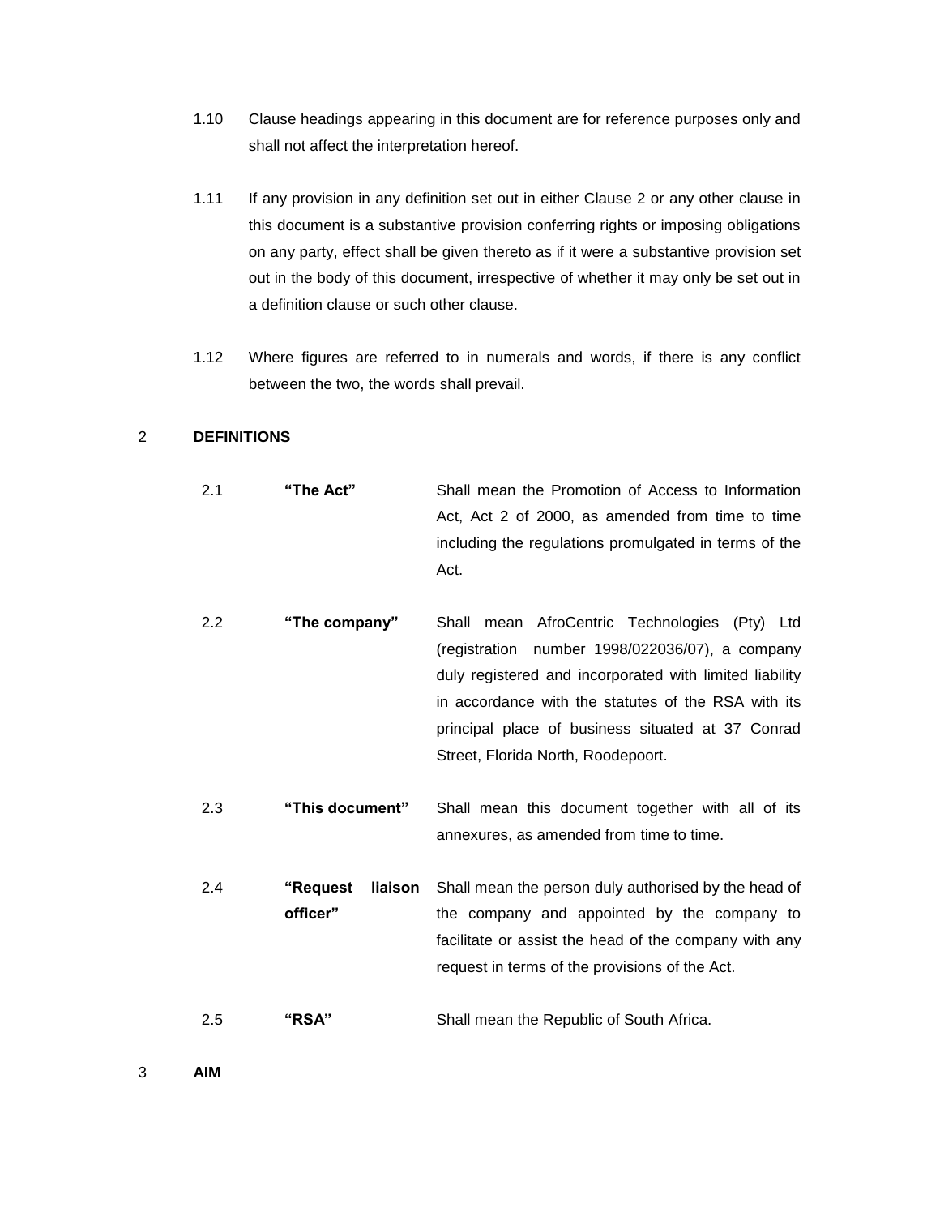1.10 Clause headings appearing in this document are for reference purposes only and shall not affect the interpretation hereof.

1.11 If any provision in any definition set out in either Clause 2 or any other clause in this document is a substantive provision conferring rights or imposing obligations on any party, effect shall be given thereto as if it were a substantive provision set out in the body of this document, irrespective of whether it may only be set out in a definition clause or such other clause.

1.12 Where figures are referred to in numerals and words, if there is any conflict between the two, the words shall prevail.

## 2 DEFINITIONS

| | | |
|---|---|---|
| 2.1 | **"The Act"** | Shall mean the Promotion of Access to Information Act, Act 2 of 2000, as amended from time to time including the regulations promulgated in terms of the Act. |
| 2.2 | **"The company"** | Shall mean AfroCentric Technologies (Pty) Ltd (registration number 1998/022036/07), a company duly registered and incorporated with limited liability in accordance with the statutes of the RSA with its principal place of business situated at 37 Conrad Street, Florida North, Roodepoort. |
| 2.3 | **"This document"** | Shall mean this document together with all of its annexures, as amended from time to time. |
| 2.4 | **"Request liaison officer"** | Shall mean the person duly authorised by the head of the company and appointed by the company to facilitate or assist the head of the company with any request in terms of the provisions of the Act. |
| 2.5 | **"RSA"** | Shall mean the Republic of South Africa. |

## 3 AIM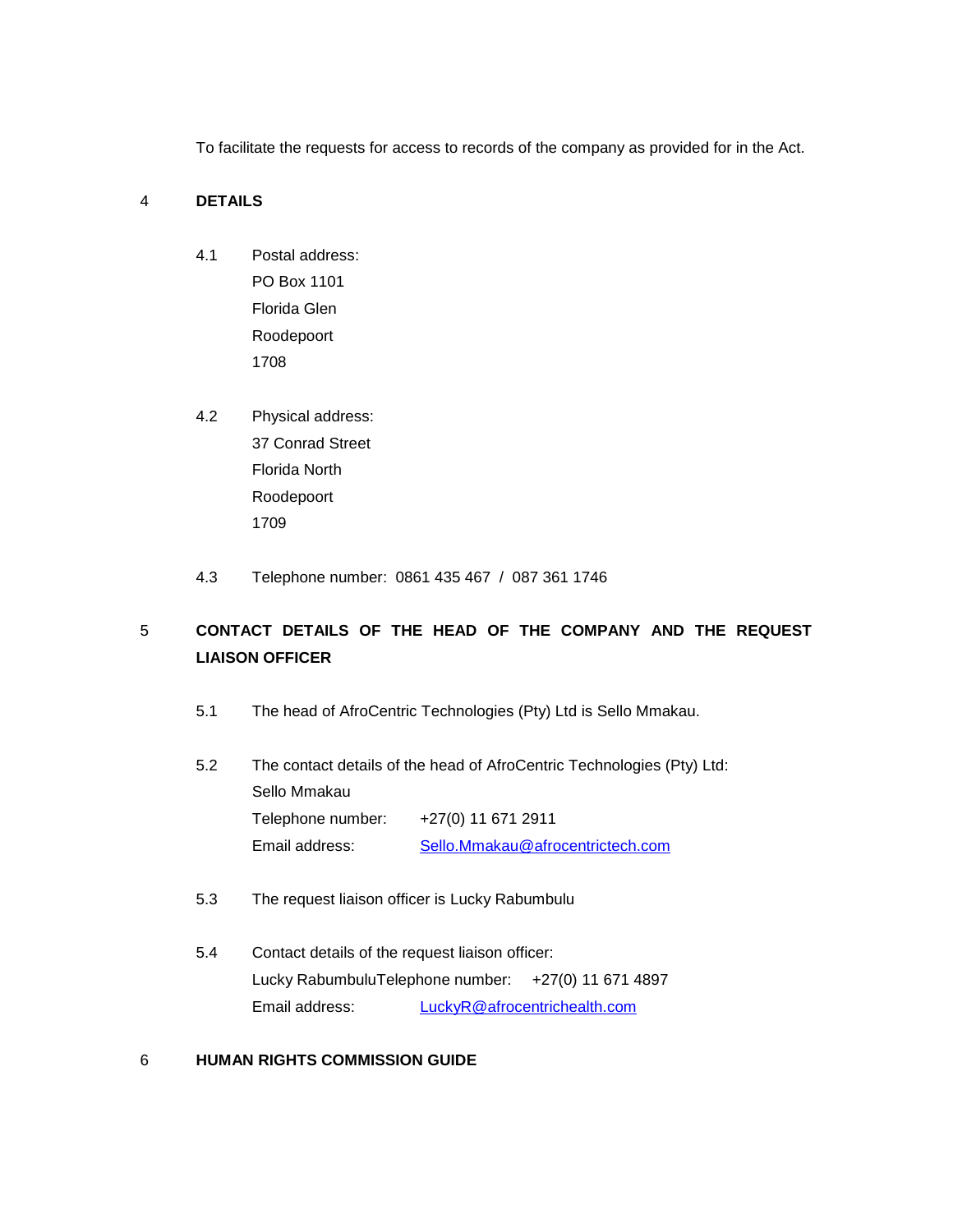To facilitate the requests for access to records of the company as provided for in the Act.

## 4 DETAILS

4.1 Postal address:
PO Box 1101
Florida Glen
Roodepoort
1708

4.2 Physical address:
37 Conrad Street
Florida North
Roodepoort
1709

4.3 Telephone number: 0861 435 467 / 087 361 1746

## 5 CONTACT DETAILS OF THE HEAD OF THE COMPANY AND THE REQUEST LIAISON OFFICER

5.1 The head of AfroCentric Technologies (Pty) Ltd is Sello Mmakau.

5.2 The contact details of the head of AfroCentric Technologies (Pty) Ltd:
Sello Mmakau
Telephone number: +27(0) 11 671 2911
Email address: Sello.Mmakau@afrocentrictech.com

5.3 The request liaison officer is Lucky Rabumbulu

5.4 Contact details of the request liaison officer:
Lucky RabumbuluTelephone number: +27(0) 11 671 4897
Email address: LuckyR@afrocentrichealth.com

## 6 HUMAN RIGHTS COMMISSION GUIDE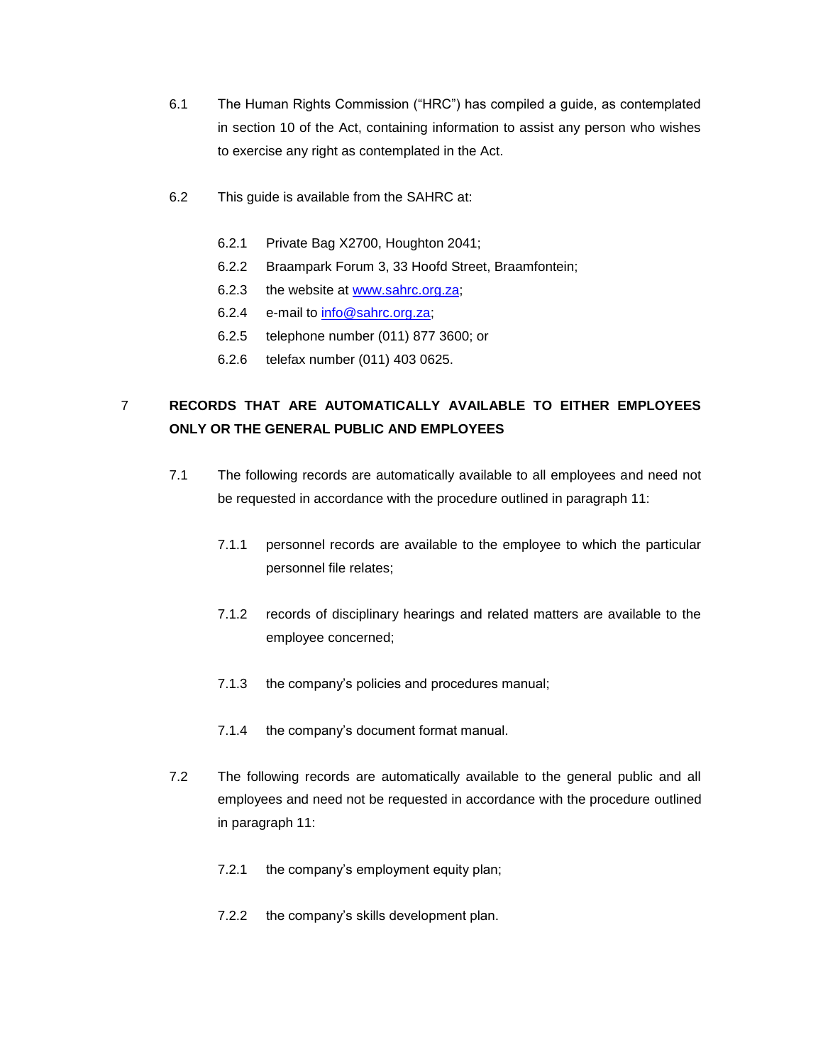6.1 The Human Rights Commission ("HRC") has compiled a guide, as contemplated in section 10 of the Act, containing information to assist any person who wishes to exercise any right as contemplated in the Act.

6.2 This guide is available from the SAHRC at:

6.2.1 Private Bag X2700, Houghton 2041;

6.2.2 Braampark Forum 3, 33 Hoofd Street, Braamfontein;

6.2.3 the website at [www.sahrc.org.za](http://www.sahrc.org.za);

6.2.4 e-mail to [info@sahrc.org.za](mailto:info@sahrc.org.za);

6.2.5 telephone number (011) 877 3600; or

6.2.6 telefax number (011) 403 0625.

## 7 RECORDS THAT ARE AUTOMATICALLY AVAILABLE TO EITHER EMPLOYEES ONLY OR THE GENERAL PUBLIC AND EMPLOYEES

7.1 The following records are automatically available to all employees and need not be requested in accordance with the procedure outlined in paragraph 11:

7.1.1 personnel records are available to the employee to which the particular personnel file relates;

7.1.2 records of disciplinary hearings and related matters are available to the employee concerned;

7.1.3 the company's policies and procedures manual;

7.1.4 the company's document format manual.

7.2 The following records are automatically available to the general public and all employees and need not be requested in accordance with the procedure outlined in paragraph 11:

7.2.1 the company's employment equity plan;

7.2.2 the company's skills development plan.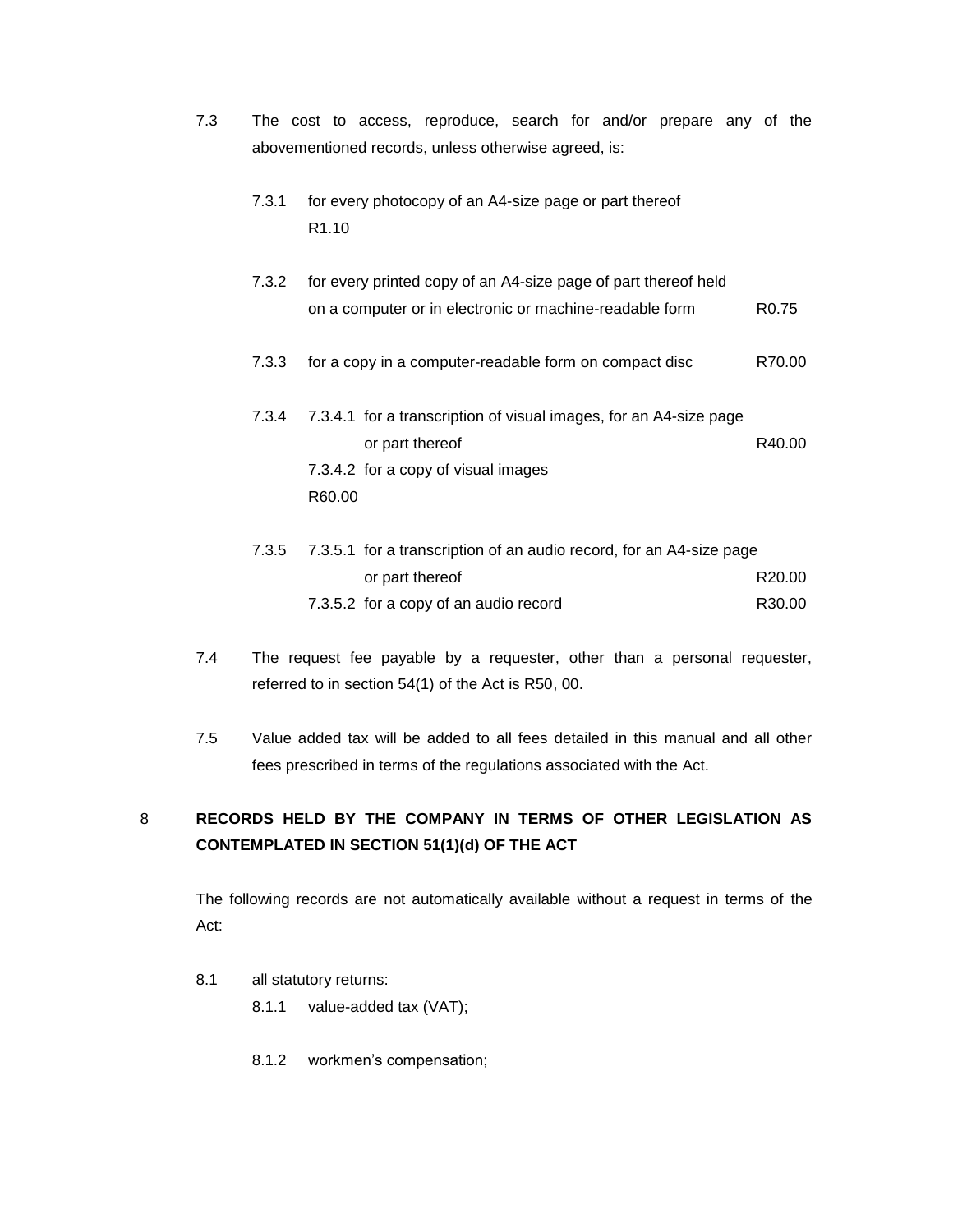7.3 The cost to access, reproduce, search for and/or prepare any of the abovementioned records, unless otherwise agreed, is:

7.3.1 for every photocopy of an A4-size page or part thereof R1.10

7.3.2 for every printed copy of an A4-size page of part thereof held on a computer or in electronic or machine-readable form R0.75

7.3.3 for a copy in a computer-readable form on compact disc R70.00

7.3.4 7.3.4.1 for a transcription of visual images, for an A4-size page or part thereof R40.00

7.3.4.2 for a copy of visual images R60.00

7.3.5 7.3.5.1 for a transcription of an audio record, for an A4-size page or part thereof R20.00

7.3.5.2 for a copy of an audio record R30.00

7.4 The request fee payable by a requester, other than a personal requester, referred to in section 54(1) of the Act is R50, 00.

7.5 Value added tax will be added to all fees detailed in this manual and all other fees prescribed in terms of the regulations associated with the Act.

## 8 RECORDS HELD BY THE COMPANY IN TERMS OF OTHER LEGISLATION AS CONTEMPLATED IN SECTION 51(1)(d) OF THE ACT

The following records are not automatically available without a request in terms of the Act:

8.1 all statutory returns:

8.1.1 value-added tax (VAT);

8.1.2 workmen's compensation;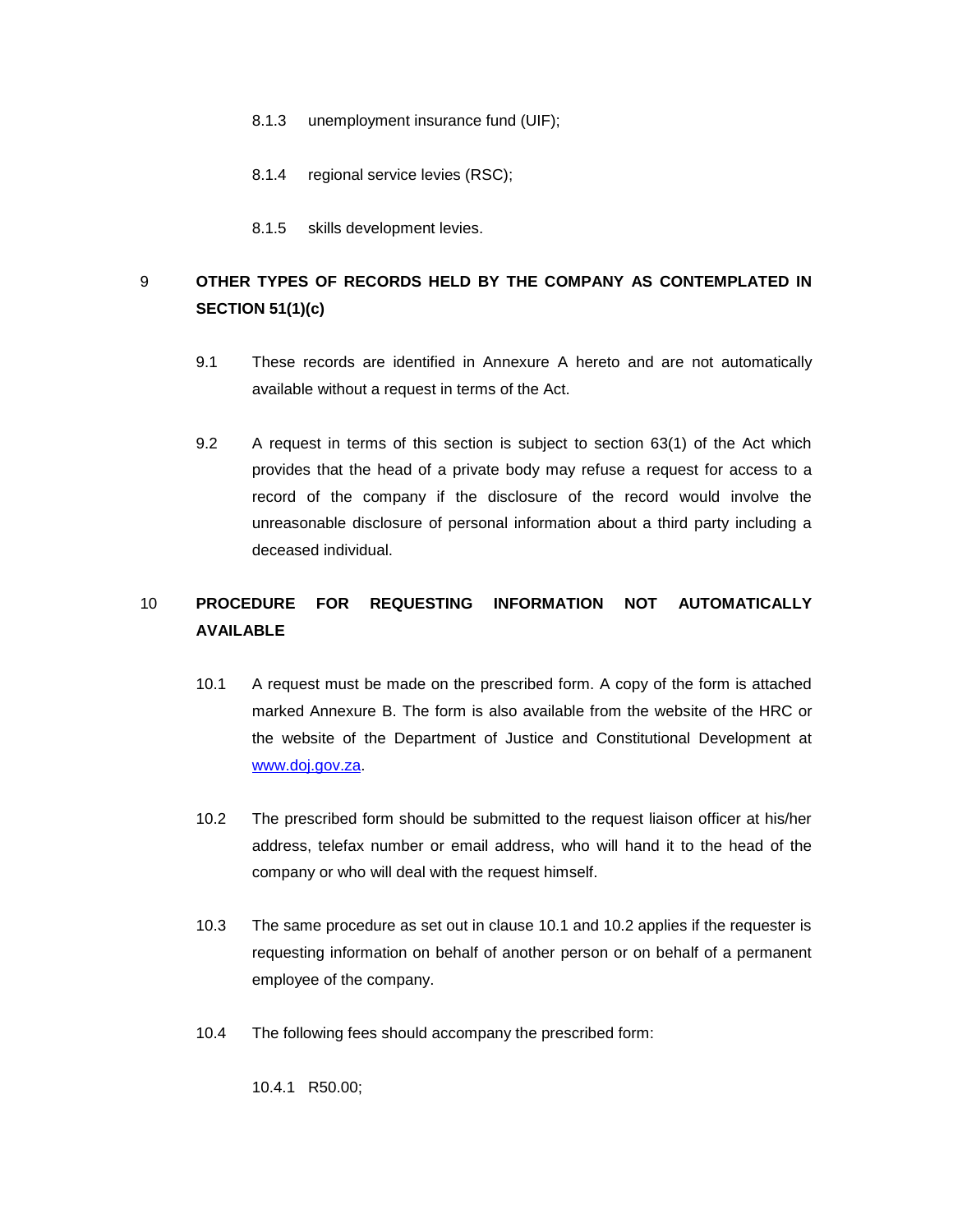8.1.3 unemployment insurance fund (UIF);

8.1.4 regional service levies (RSC);

8.1.5 skills development levies.

## 9 OTHER TYPES OF RECORDS HELD BY THE COMPANY AS CONTEMPLATED IN SECTION 51(1)(c)

9.1 These records are identified in Annexure A hereto and are not automatically available without a request in terms of the Act.

9.2 A request in terms of this section is subject to section 63(1) of the Act which provides that the head of a private body may refuse a request for access to a record of the company if the disclosure of the record would involve the unreasonable disclosure of personal information about a third party including a deceased individual.

## 10 PROCEDURE FOR REQUESTING INFORMATION NOT AUTOMATICALLY AVAILABLE

10.1 A request must be made on the prescribed form. A copy of the form is attached marked Annexure B. The form is also available from the website of the HRC or the website of the Department of Justice and Constitutional Development at www.doj.gov.za.

10.2 The prescribed form should be submitted to the request liaison officer at his/her address, telefax number or email address, who will hand it to the head of the company or who will deal with the request himself.

10.3 The same procedure as set out in clause 10.1 and 10.2 applies if the requester is requesting information on behalf of another person or on behalf of a permanent employee of the company.

10.4 The following fees should accompany the prescribed form:

10.4.1 R50.00;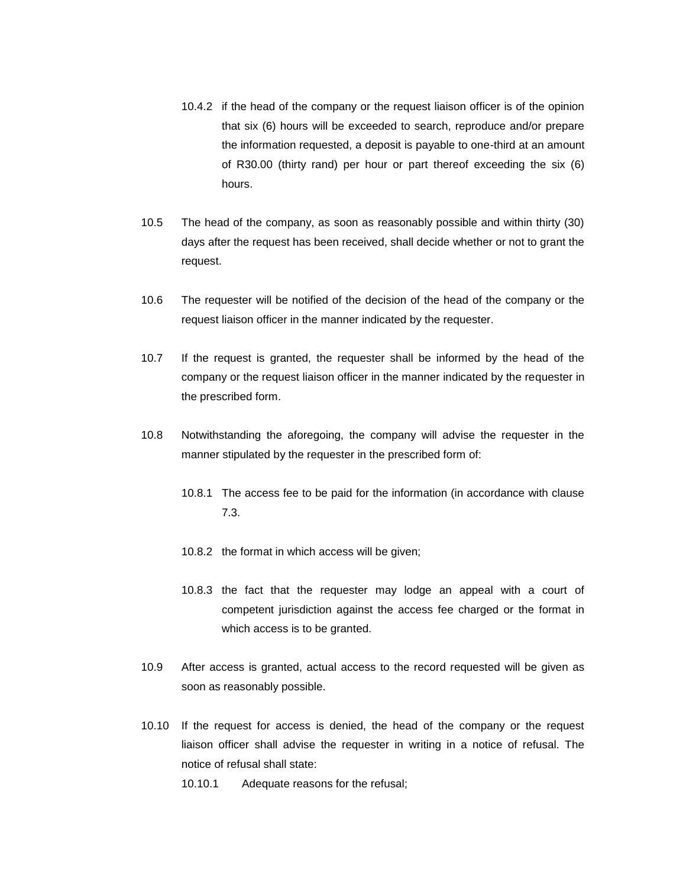10.4.2 if the head of the company or the request liaison officer is of the opinion that six (6) hours will be exceeded to search, reproduce and/or prepare the information requested, a deposit is payable to one-third at an amount of R30.00 (thirty rand) per hour or part thereof exceeding the six (6) hours.

10.5 The head of the company, as soon as reasonably possible and within thirty (30) days after the request has been received, shall decide whether or not to grant the request.

10.6 The requester will be notified of the decision of the head of the company or the request liaison officer in the manner indicated by the requester.

10.7 If the request is granted, the requester shall be informed by the head of the company or the request liaison officer in the manner indicated by the requester in the prescribed form.

10.8 Notwithstanding the aforegoing, the company will advise the requester in the manner stipulated by the requester in the prescribed form of:

10.8.1 The access fee to be paid for the information (in accordance with clause 7.3.

10.8.2 the format in which access will be given;

10.8.3 the fact that the requester may lodge an appeal with a court of competent jurisdiction against the access fee charged or the format in which access is to be granted.

10.9 After access is granted, actual access to the record requested will be given as soon as reasonably possible.

10.10 If the request for access is denied, the head of the company or the request liaison officer shall advise the requester in writing in a notice of refusal. The notice of refusal shall state:

10.10.1 Adequate reasons for the refusal;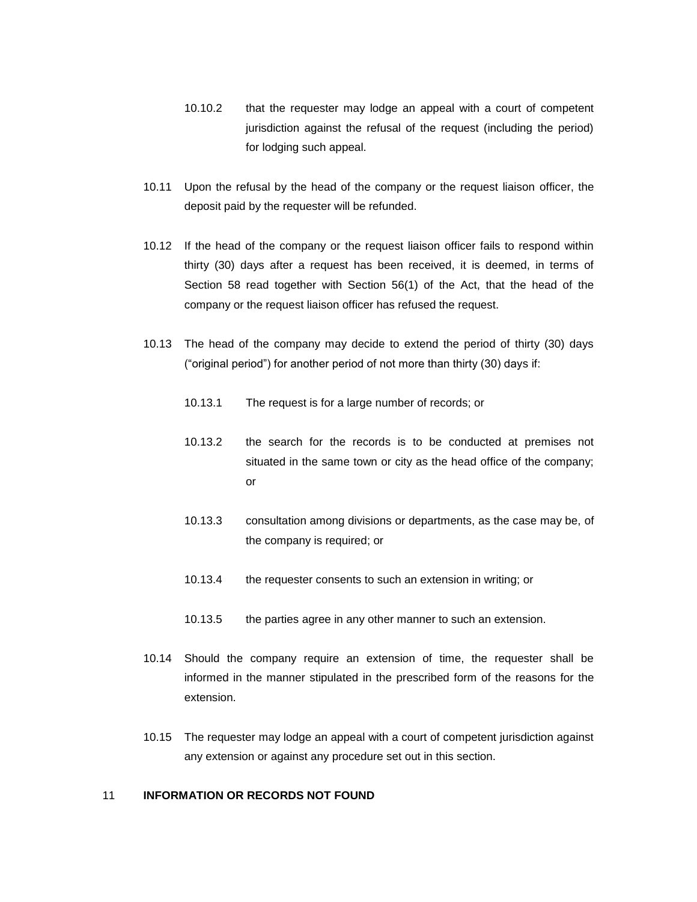10.10.2 that the requester may lodge an appeal with a court of competent jurisdiction against the refusal of the request (including the period) for lodging such appeal.

10.11 Upon the refusal by the head of the company or the request liaison officer, the deposit paid by the requester will be refunded.

10.12 If the head of the company or the request liaison officer fails to respond within thirty (30) days after a request has been received, it is deemed, in terms of Section 58 read together with Section 56(1) of the Act, that the head of the company or the request liaison officer has refused the request.

10.13 The head of the company may decide to extend the period of thirty (30) days ("original period") for another period of not more than thirty (30) days if:

10.13.1 The request is for a large number of records; or

10.13.2 the search for the records is to be conducted at premises not situated in the same town or city as the head office of the company; or

10.13.3 consultation among divisions or departments, as the case may be, of the company is required; or

10.13.4 the requester consents to such an extension in writing; or

10.13.5 the parties agree in any other manner to such an extension.

10.14 Should the company require an extension of time, the requester shall be informed in the manner stipulated in the prescribed form of the reasons for the extension.

10.15 The requester may lodge an appeal with a court of competent jurisdiction against any extension or against any procedure set out in this section.

## 11 INFORMATION OR RECORDS NOT FOUND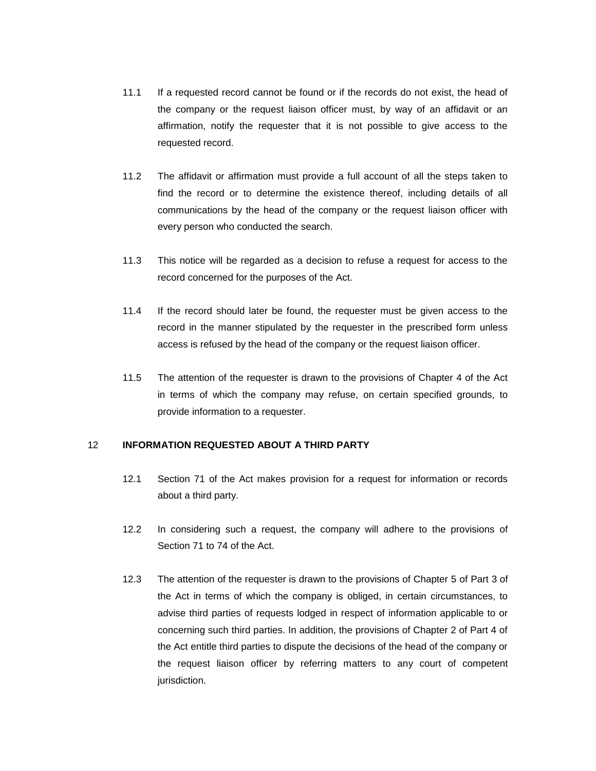11.1 If a requested record cannot be found or if the records do not exist, the head of the company or the request liaison officer must, by way of an affidavit or an affirmation, notify the requester that it is not possible to give access to the requested record.

11.2 The affidavit or affirmation must provide a full account of all the steps taken to find the record or to determine the existence thereof, including details of all communications by the head of the company or the request liaison officer with every person who conducted the search.

11.3 This notice will be regarded as a decision to refuse a request for access to the record concerned for the purposes of the Act.

11.4 If the record should later be found, the requester must be given access to the record in the manner stipulated by the requester in the prescribed form unless access is refused by the head of the company or the request liaison officer.

11.5 The attention of the requester is drawn to the provisions of Chapter 4 of the Act in terms of which the company may refuse, on certain specified grounds, to provide information to a requester.

## 12 INFORMATION REQUESTED ABOUT A THIRD PARTY

12.1 Section 71 of the Act makes provision for a request for information or records about a third party.

12.2 In considering such a request, the company will adhere to the provisions of Section 71 to 74 of the Act.

12.3 The attention of the requester is drawn to the provisions of Chapter 5 of Part 3 of the Act in terms of which the company is obliged, in certain circumstances, to advise third parties of requests lodged in respect of information applicable to or concerning such third parties. In addition, the provisions of Chapter 2 of Part 4 of the Act entitle third parties to dispute the decisions of the head of the company or the request liaison officer by referring matters to any court of competent jurisdiction.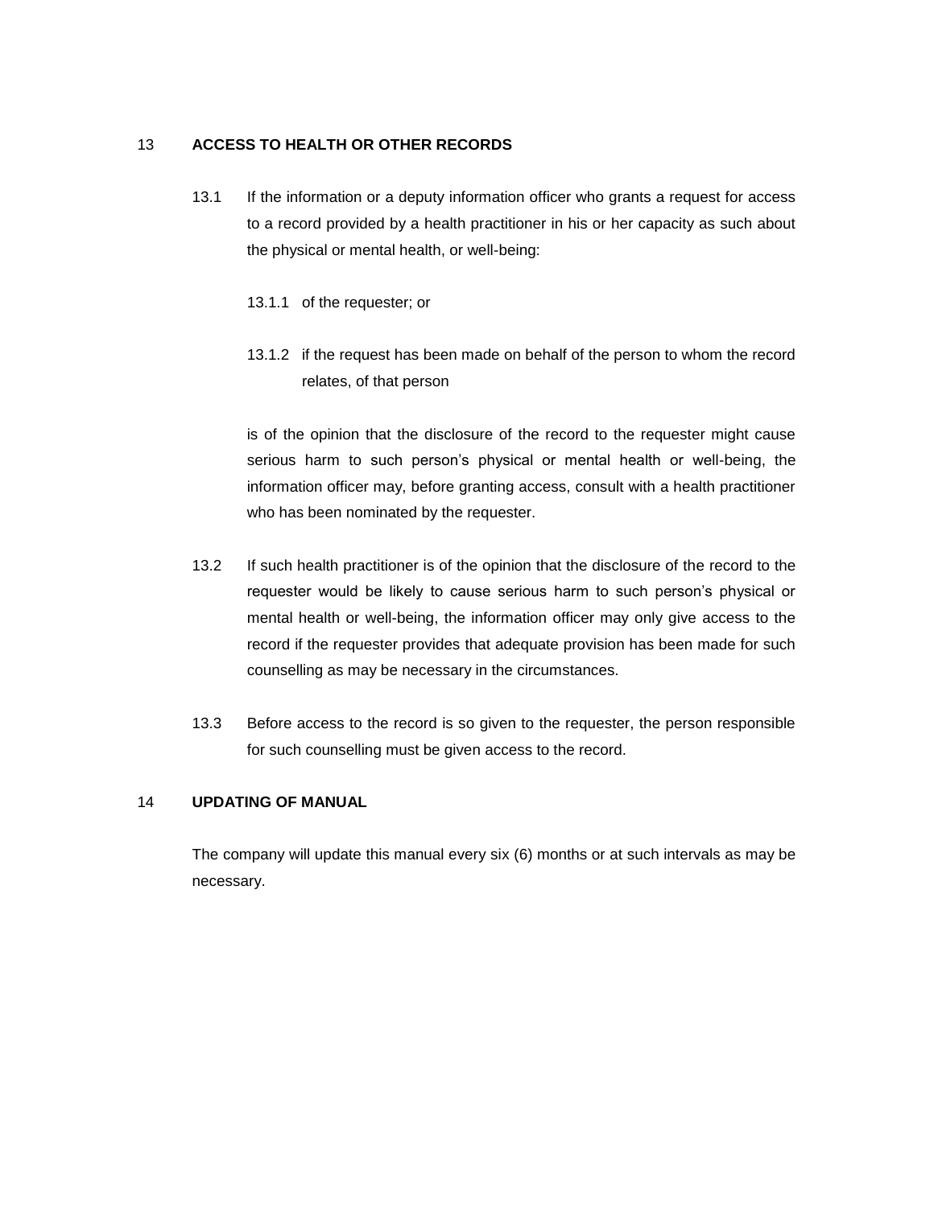## 13 ACCESS TO HEALTH OR OTHER RECORDS

13.1 If the information or a deputy information officer who grants a request for access to a record provided by a health practitioner in his or her capacity as such about the physical or mental health, or well-being:

13.1.1 of the requester; or

13.1.2 if the request has been made on behalf of the person to whom the record relates, of that person

is of the opinion that the disclosure of the record to the requester might cause serious harm to such person's physical or mental health or well-being, the information officer may, before granting access, consult with a health practitioner who has been nominated by the requester.

13.2 If such health practitioner is of the opinion that the disclosure of the record to the requester would be likely to cause serious harm to such person's physical or mental health or well-being, the information officer may only give access to the record if the requester provides that adequate provision has been made for such counselling as may be necessary in the circumstances.

13.3 Before access to the record is so given to the requester, the person responsible for such counselling must be given access to the record.

## 14 UPDATING OF MANUAL

The company will update this manual every six (6) months or at such intervals as may be necessary.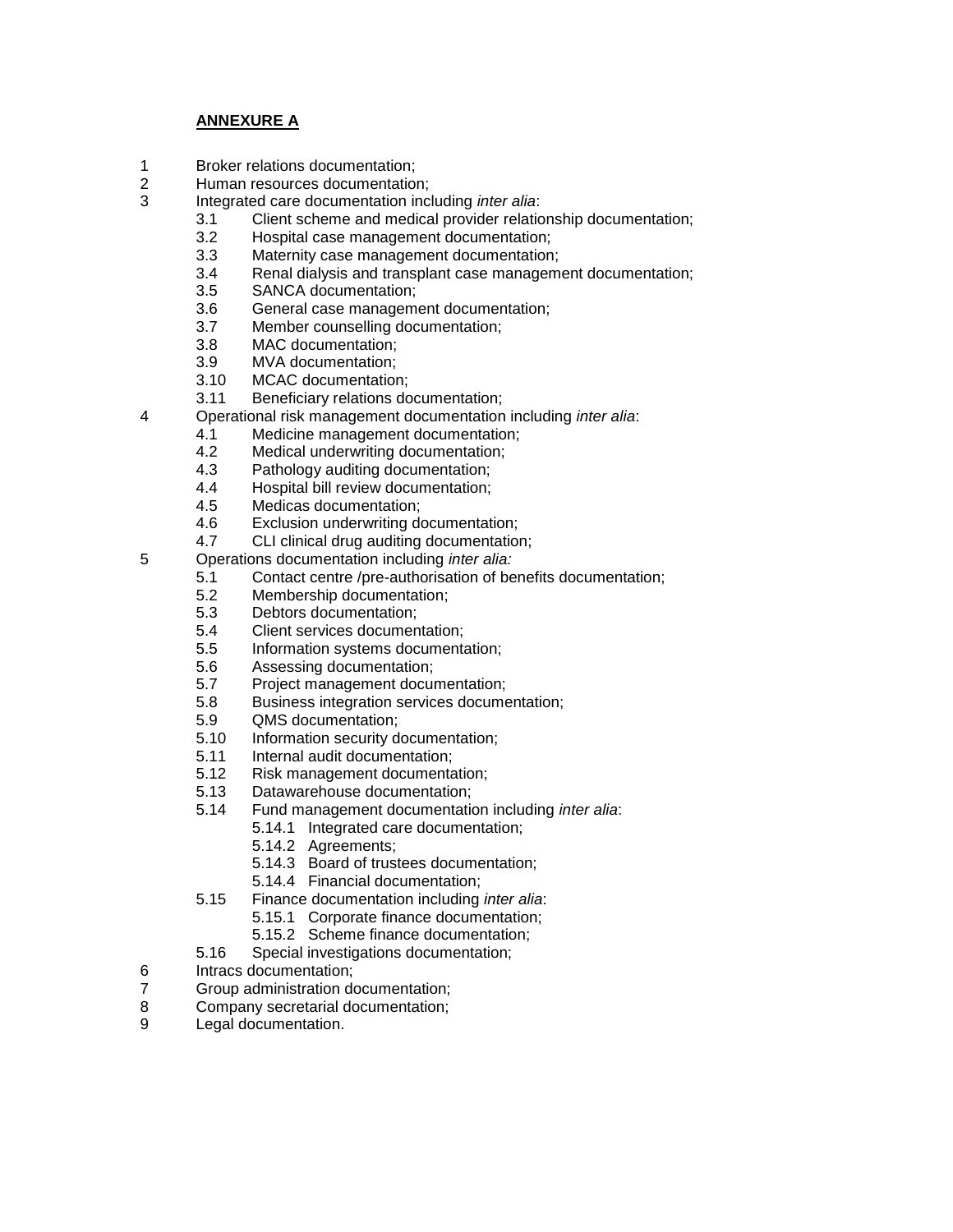**ANNEXURE A**

1 Broker relations documentation;
2 Human resources documentation;
3 Integrated care documentation including *inter alia*:
   3.1 Client scheme and medical provider relationship documentation;
   3.2 Hospital case management documentation;
   3.3 Maternity case management documentation;
   3.4 Renal dialysis and transplant case management documentation;
   3.5 SANCA documentation;
   3.6 General case management documentation;
   3.7 Member counselling documentation;
   3.8 MAC documentation;
   3.9 MVA documentation;
   3.10 MCAC documentation;
   3.11 Beneficiary relations documentation;
4 Operational risk management documentation including *inter alia*:
   4.1 Medicine management documentation;
   4.2 Medical underwriting documentation;
   4.3 Pathology auditing documentation;
   4.4 Hospital bill review documentation;
   4.5 Medicas documentation;
   4.6 Exclusion underwriting documentation;
   4.7 CLI clinical drug auditing documentation;
5 Operations documentation including *inter alia:*
   5.1 Contact centre /pre-authorisation of benefits documentation;
   5.2 Membership documentation;
   5.3 Debtors documentation;
   5.4 Client services documentation;
   5.5 Information systems documentation;
   5.6 Assessing documentation;
   5.7 Project management documentation;
   5.8 Business integration services documentation;
   5.9 QMS documentation;
   5.10 Information security documentation;
   5.11 Internal audit documentation;
   5.12 Risk management documentation;
   5.13 Datawarehouse documentation;
   5.14 Fund management documentation including *inter alia*:
      5.14.1 Integrated care documentation;
      5.14.2 Agreements;
      5.14.3 Board of trustees documentation;
      5.14.4 Financial documentation;
   5.15 Finance documentation including *inter alia*:
      5.15.1 Corporate finance documentation;
      5.15.2 Scheme finance documentation;
   5.16 Special investigations documentation;
6 Intracs documentation;
7 Group administration documentation;
8 Company secretarial documentation;
9 Legal documentation.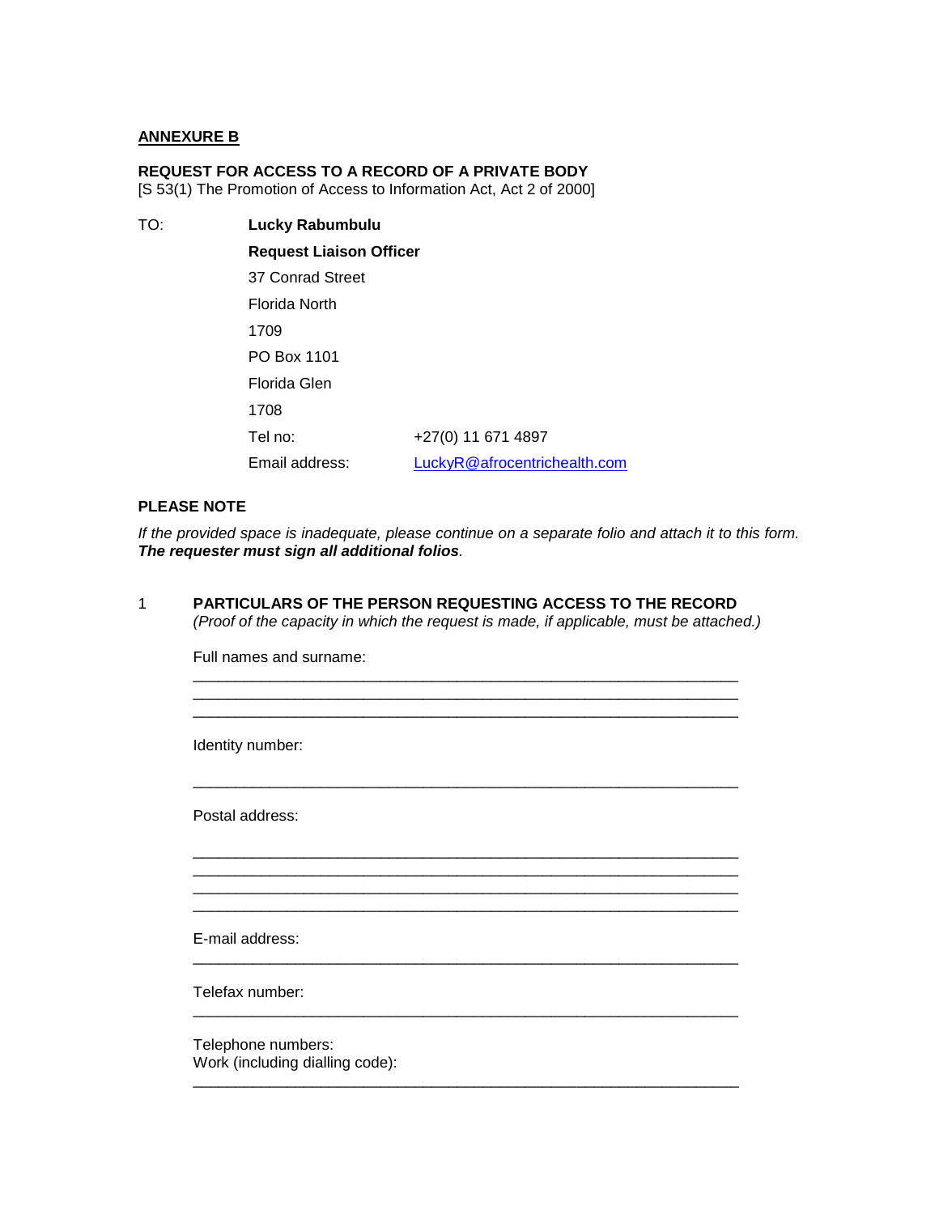**ANNEXURE B**

**REQUEST FOR ACCESS TO A RECORD OF A PRIVATE BODY**
[S 53(1) The Promotion of Access to Information Act, Act 2 of 2000]

TO: **Lucky Rabumbulu**
**Request Liaison Officer**
37 Conrad Street
Florida North
1709
PO Box 1101
Florida Glen
1708
Tel no: +27(0) 11 671 4897
Email address: LuckyR@afrocentrichealth.com

**PLEASE NOTE**

*If the provided space is inadequate, please continue on a separate folio and attach it to this form.* ***The requester must sign all additional folios****.*

1 **PARTICULARS OF THE PERSON REQUESTING ACCESS TO THE RECORD**
*(Proof of the capacity in which the request is made, if applicable, must be attached.)*

Full names and surname:
_____________________________________________________________
_____________________________________________________________
_____________________________________________________________

Identity number:
_____________________________________________________________

Postal address:
_____________________________________________________________
_____________________________________________________________
_____________________________________________________________
_____________________________________________________________

E-mail address:
_____________________________________________________________

Telefax number:
_____________________________________________________________

Telephone numbers:
Work (including dialling code):
_____________________________________________________________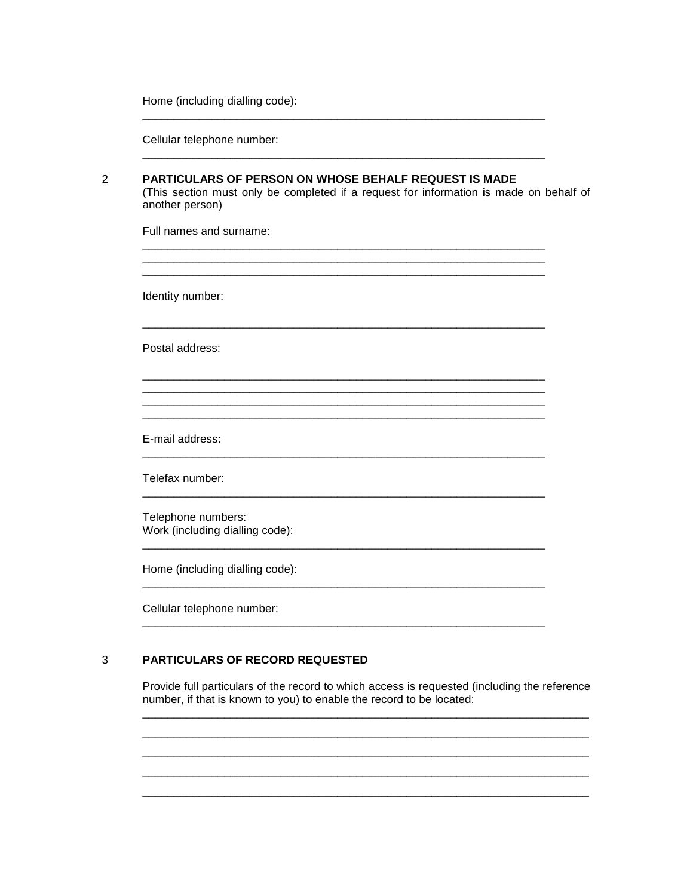Home (including dialling code):

_______________________________________________________________

Cellular telephone number:

_______________________________________________________________

## 2 PARTICULARS OF PERSON ON WHOSE BEHALF REQUEST IS MADE

(This section must only be completed if a request for information is made on behalf of another person)

Full names and surname:

_______________________________________________________________
_______________________________________________________________
_______________________________________________________________

Identity number:

_______________________________________________________________

Postal address:

_______________________________________________________________
_______________________________________________________________
_______________________________________________________________
_______________________________________________________________

E-mail address:

_______________________________________________________________

Telefax number:

_______________________________________________________________

Telephone numbers:
Work (including dialling code):

_______________________________________________________________

Home (including dialling code):

_______________________________________________________________

Cellular telephone number:

_______________________________________________________________

## 3 PARTICULARS OF RECORD REQUESTED

Provide full particulars of the record to which access is requested (including the reference number, if that is known to you) to enable the record to be located:

_______________________________________________________________________
_______________________________________________________________________
_______________________________________________________________________
_______________________________________________________________________
_______________________________________________________________________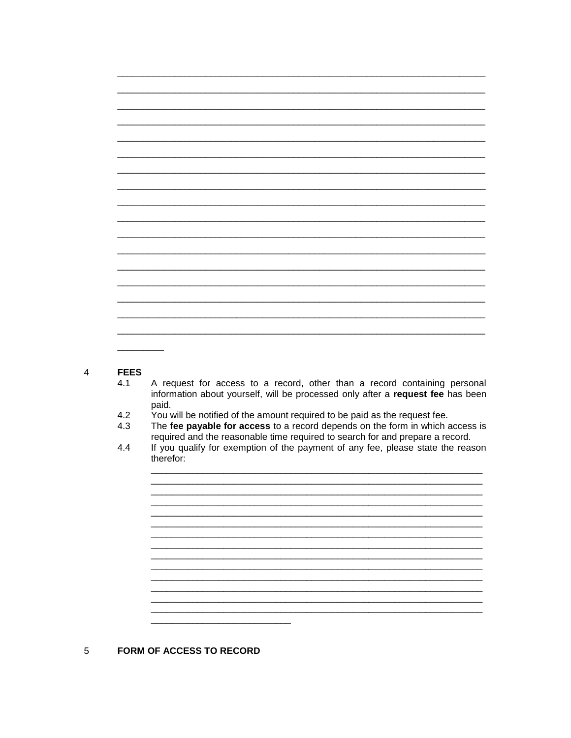___________________________________________________________________________

___________________________________________________________________________

___________________________________________________________________________

___________________________________________________________________________

___________________________________________________________________________

___________________________________________________________________________

___________________________________________________________________________

___________________________________________________________________________

___________________________________________________________________________

___________________________________________________________________________

___________________________________________________________________________

___________________________________________________________________________

___________________________________________________________________________

___________________________________________________________________________

___________________________________________________________________________

___________________________________________________________________________

___________________________________________________________________________

_________

## 4 FEES

4.1 A request for access to a record, other than a record containing personal information about yourself, will be processed only after a **request fee** has been paid.

4.2 You will be notified of the amount required to be paid as the request fee.

4.3 The **fee payable for access** to a record depends on the form in which access is required and the reasonable time required to search for and prepare a record.

4.4 If you qualify for exemption of the payment of any fee, please state the reason therefor:

___________________________________________________________________
___________________________________________________________________
___________________________________________________________________
___________________________________________________________________
___________________________________________________________________
___________________________________________________________________
___________________________________________________________________
___________________________________________________________________
___________________________________________________________________
___________________________________________________________________
___________________________________________________________________
___________________________________________________________________
___________________________________________________________________
___________________________________________________________________
___________________________

## 5 FORM OF ACCESS TO RECORD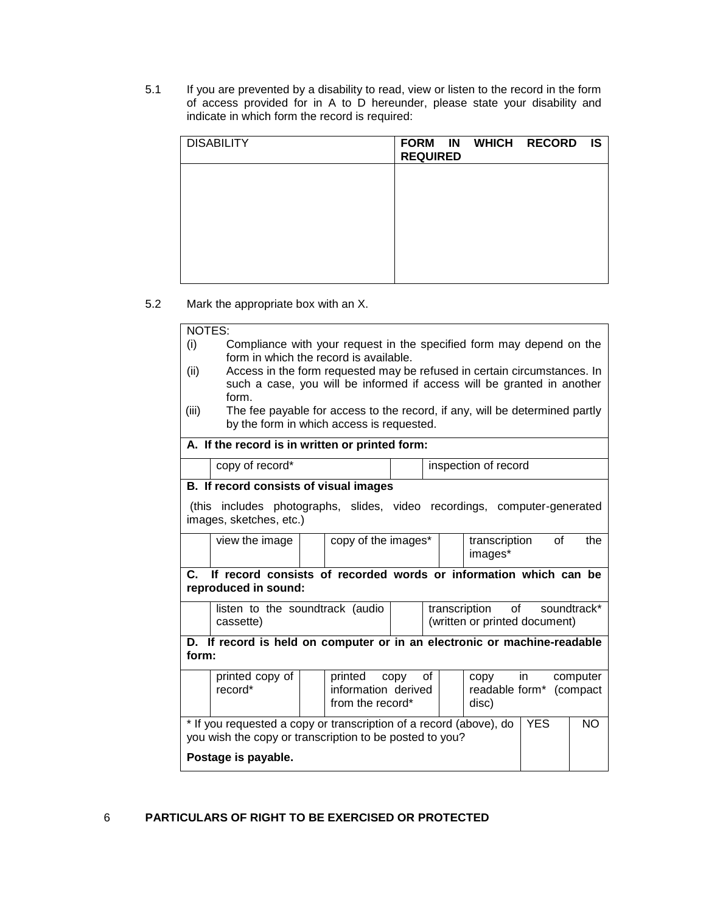5.1 If you are prevented by a disability to read, view or listen to the record in the form of access provided for in A to D hereunder, please state your disability and indicate in which form the record is required:

| DISABILITY | **FORM IN WHICH RECORD IS REQUIRED** |
|---|---|
| | |

5.2 Mark the appropriate box with an X.

NOTES:

(i) Compliance with your request in the specified form may depend on the form in which the record is available.

(ii) Access in the form requested may be refused in certain circumstances. In such a case, you will be informed if access will be granted in another form.

(iii) The fee payable for access to the record, if any, will be determined partly by the form in which access is requested.

**A. If the record is in written or printed form:**

| | | | |
|---|---|---|---|
| | copy of record* | | inspection of record |

**B. If record consists of visual images**

(this includes photographs, slides, video recordings, computer-generated images, sketches, etc.)

| | | | | | |
|---|---|---|---|---|---|
| | view the image | | copy of the images* | | transcription of the images* |

**C. If record consists of recorded words or information which can be reproduced in sound:**

| | | | |
|---|---|---|---|
| | listen to the soundtrack (audio cassette) | | transcription of soundtrack* (written or printed document) |

**D. If record is held on computer or in an electronic or machine-readable form:**

| | | | | | |
|---|---|---|---|---|---|
| | printed copy of record* | | printed copy of information derived from the record* | | copy in computer readable form* (compact disc) |

| * If you requested a copy or transcription of a record (above), do you wish the copy or transcription to be posted to you? **Postage is payable.** | YES | NO |
|---|---|---|
| | | |

## 6 PARTICULARS OF RIGHT TO BE EXERCISED OR PROTECTED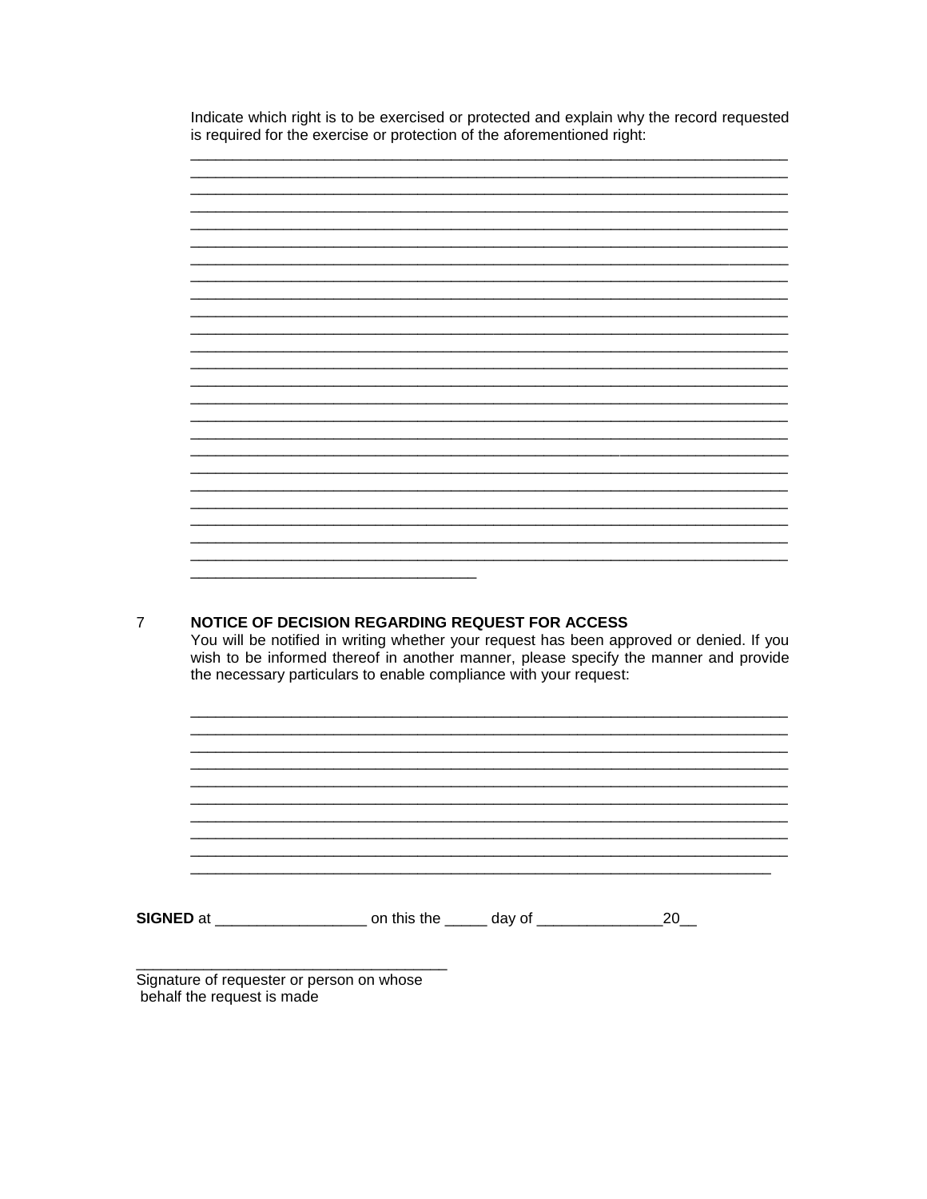Indicate which right is to be exercised or protected and explain why the record requested is required for the exercise or protection of the aforementioned right:

_________________________________________________________________________
_________________________________________________________________________
_________________________________________________________________________
_________________________________________________________________________
_________________________________________________________________________
_________________________________________________________________________
_________________________________________________________________________
_________________________________________________________________________
_________________________________________________________________________
_________________________________________________________________________
_________________________________________________________________________
_________________________________________________________________________
_________________________________________________________________________
_________________________________________________________________________
_________________________________________________________________________
_________________________________________________________________________
_________________________________________________________________________
_________________________________________________________________________
_________________________________________________________________________
_________________________________________________________________________
_________________________________________________________________________
_________________________________________________________________________
_________________________________________________________________________
_________________________________________________________________________
_________________________________________________________________________
________________________________

## 7 NOTICE OF DECISION REGARDING REQUEST FOR ACCESS

You will be notified in writing whether your request has been approved or denied. If you wish to be informed thereof in another manner, please specify the manner and provide the necessary particulars to enable compliance with your request:

_________________________________________________________________________
_________________________________________________________________________
_________________________________________________________________________
_________________________________________________________________________
_________________________________________________________________________
_________________________________________________________________________
_________________________________________________________________________
_________________________________________________________________________
_________________________________________________________________________
_______________________________________________________________________

**SIGNED** at _________________ on this the _____ day of ______________20__

___________________________________
Signature of requester or person on whose behalf the request is made